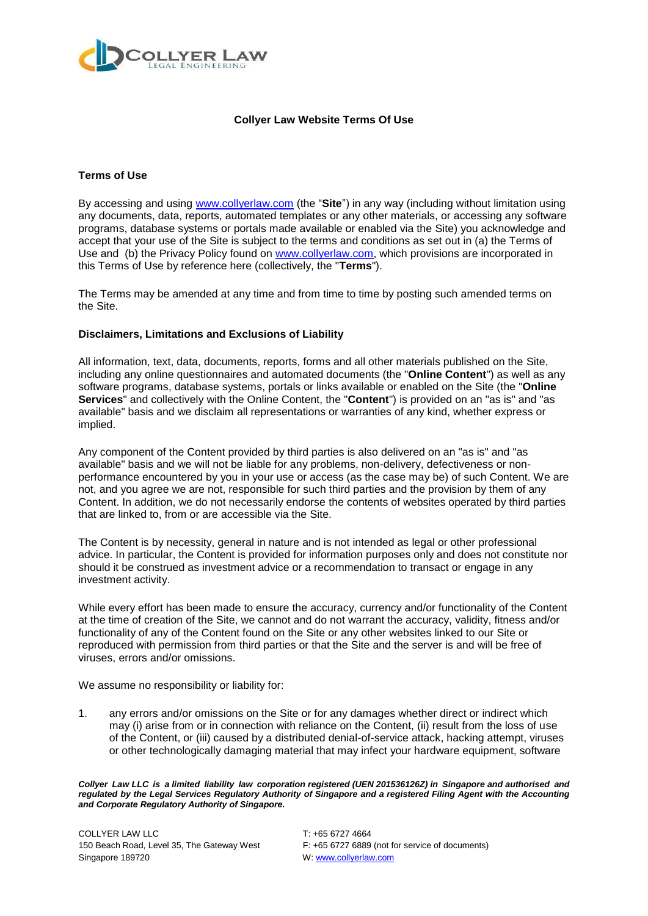# Collyer Law Website Terms Of Use

## Terms of Use

By accessing and using www.collyerlaw.com (the "**Site**") in any way (including without limitation using any documents, data, reports, automated templates or any other materials, or accessing any software programs, database systems or portals made available or enabled via the Site) you acknowledge and accept that your use of the Site is subject to the terms and conditions as set out in (a) the Terms of Use and (b) the Privacy Policy found on www.collyerlaw.com, which provisions are incorporated in this Terms of Use by reference here (collectively, the "**Terms**").

The Terms may be amended at any time and from time to time by posting such amended terms on the Site.

## Disclaimers, Limitations and Exclusions of Liability

All information, text, data, documents, reports, forms and all other materials published on the Site, including any online questionnaires and automated documents (the "**Online Content**") as well as any software programs, database systems, portals or links available or enabled on the Site (the "**Online Services**" and collectively with the Online Content, the "**Content**") is provided on an "as is" and "as available" basis and we disclaim all representations or warranties of any kind, whether express or implied.

Any component of the Content provided by third parties is also delivered on an "as is" and "as available" basis and we will not be liable for any problems, non-delivery, defectiveness or non-performance encountered by you in your use or access (as the case may be) of such Content. We are not, and you agree we are not, responsible for such third parties and the provision by them of any Content. In addition, we do not necessarily endorse the contents of websites operated by third parties that are linked to, from or are accessible via the Site.

The Content is by necessity, general in nature and is not intended as legal or other professional advice. In particular, the Content is provided for information purposes only and does not constitute nor should it be construed as investment advice or a recommendation to transact or engage in any investment activity.

While every effort has been made to ensure the accuracy, currency and/or functionality of the Content at the time of creation of the Site, we cannot and do not warrant the accuracy, validity, fitness and/or functionality of any of the Content found on the Site or any other websites linked to our Site or reproduced with permission from third parties or that the Site and the server is and will be free of viruses, errors and/or omissions.

We assume no responsibility or liability for:

1. any errors and/or omissions on the Site or for any damages whether direct or indirect which may (i) arise from or in connection with reliance on the Content, (ii) result from the loss of use of the Content, or (iii) caused by a distributed denial-of-service attack, hacking attempt, viruses or other technologically damaging material that may infect your hardware equipment, software

***Collyer Law LLC is a limited liability law corporation registered (UEN 201536126Z) in Singapore and authorised and regulated by the Legal Services Regulatory Authority of Singapore and a registered Filing Agent with the Accounting and Corporate Regulatory Authority of Singapore.***

COLLYER LAW LLC
150 Beach Road, Level 35, The Gateway West
Singapore 189720

T: +65 6727 4664
F: +65 6727 6889 (not for service of documents)
W: www.collyerlaw.com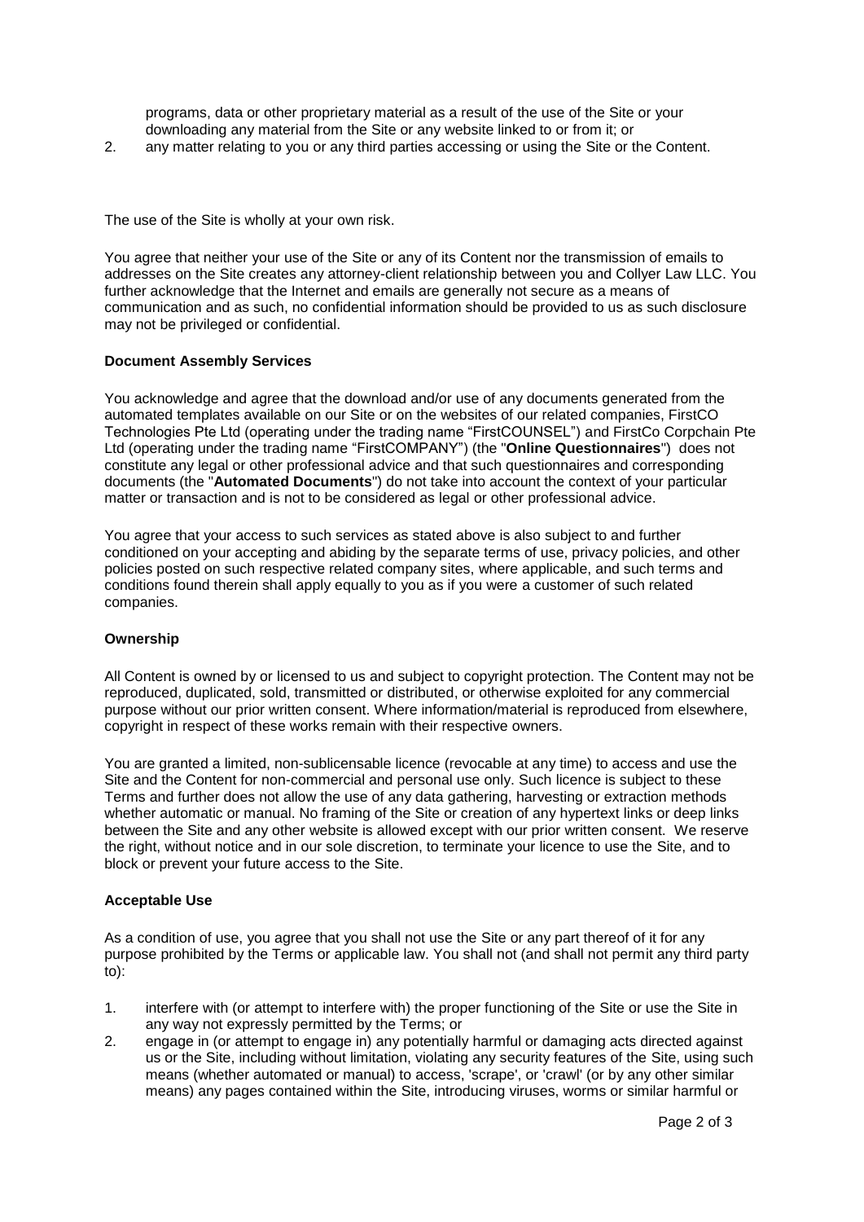programs, data or other proprietary material as a result of the use of the Site or your downloading any material from the Site or any website linked to or from it; or

2. any matter relating to you or any third parties accessing or using the Site or the Content.

The use of the Site is wholly at your own risk.

You agree that neither your use of the Site or any of its Content nor the transmission of emails to addresses on the Site creates any attorney-client relationship between you and Collyer Law LLC. You further acknowledge that the Internet and emails are generally not secure as a means of communication and as such, no confidential information should be provided to us as such disclosure may not be privileged or confidential.

**Document Assembly Services**

You acknowledge and agree that the download and/or use of any documents generated from the automated templates available on our Site or on the websites of our related companies, FirstCO Technologies Pte Ltd (operating under the trading name "FirstCOUNSEL") and FirstCo Corpchain Pte Ltd (operating under the trading name "FirstCOMPANY") (the "**Online Questionnaires**") does not constitute any legal or other professional advice and that such questionnaires and corresponding documents (the "**Automated Documents**") do not take into account the context of your particular matter or transaction and is not to be considered as legal or other professional advice.

You agree that your access to such services as stated above is also subject to and further conditioned on your accepting and abiding by the separate terms of use, privacy policies, and other policies posted on such respective related company sites, where applicable, and such terms and conditions found therein shall apply equally to you as if you were a customer of such related companies.

**Ownership**

All Content is owned by or licensed to us and subject to copyright protection. The Content may not be reproduced, duplicated, sold, transmitted or distributed, or otherwise exploited for any commercial purpose without our prior written consent. Where information/material is reproduced from elsewhere, copyright in respect of these works remain with their respective owners.

You are granted a limited, non-sublicensable licence (revocable at any time) to access and use the Site and the Content for non-commercial and personal use only. Such licence is subject to these Terms and further does not allow the use of any data gathering, harvesting or extraction methods whether automatic or manual. No framing of the Site or creation of any hypertext links or deep links between the Site and any other website is allowed except with our prior written consent. We reserve the right, without notice and in our sole discretion, to terminate your licence to use the Site, and to block or prevent your future access to the Site.

**Acceptable Use**

As a condition of use, you agree that you shall not use the Site or any part thereof of it for any purpose prohibited by the Terms or applicable law. You shall not (and shall not permit any third party to):

1. interfere with (or attempt to interfere with) the proper functioning of the Site or use the Site in any way not expressly permitted by the Terms; or
2. engage in (or attempt to engage in) any potentially harmful or damaging acts directed against us or the Site, including without limitation, violating any security features of the Site, using such means (whether automated or manual) to access, 'scrape', or 'crawl' (or by any other similar means) any pages contained within the Site, introducing viruses, worms or similar harmful or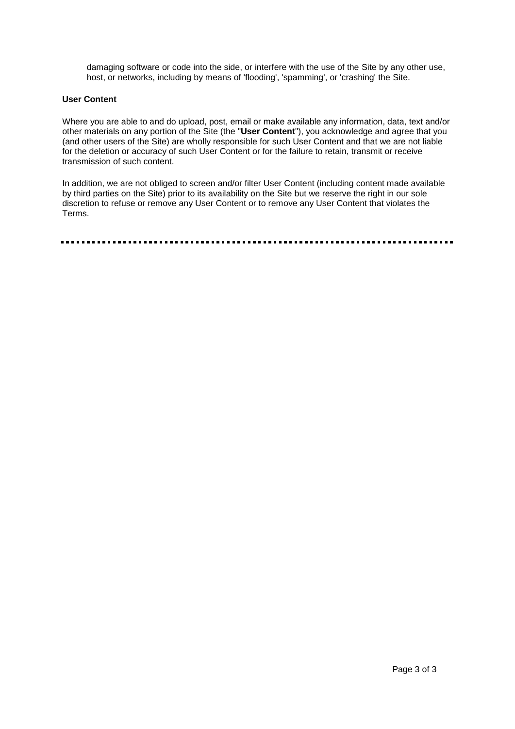damaging software or code into the side, or interfere with the use of the Site by any other use, host, or networks, including by means of 'flooding', 'spamming', or 'crashing' the Site.

**User Content**

Where you are able to and do upload, post, email or make available any information, data, text and/or other materials on any portion of the Site (the "**User Content**"), you acknowledge and agree that you (and other users of the Site) are wholly responsible for such User Content and that we are not liable for the deletion or accuracy of such User Content or for the failure to retain, transmit or receive transmission of such content.

In addition, we are not obliged to screen and/or filter User Content (including content made available by third parties on the Site) prior to its availability on the Site but we reserve the right in our sole discretion to refuse or remove any User Content or to remove any User Content that violates the Terms.

---